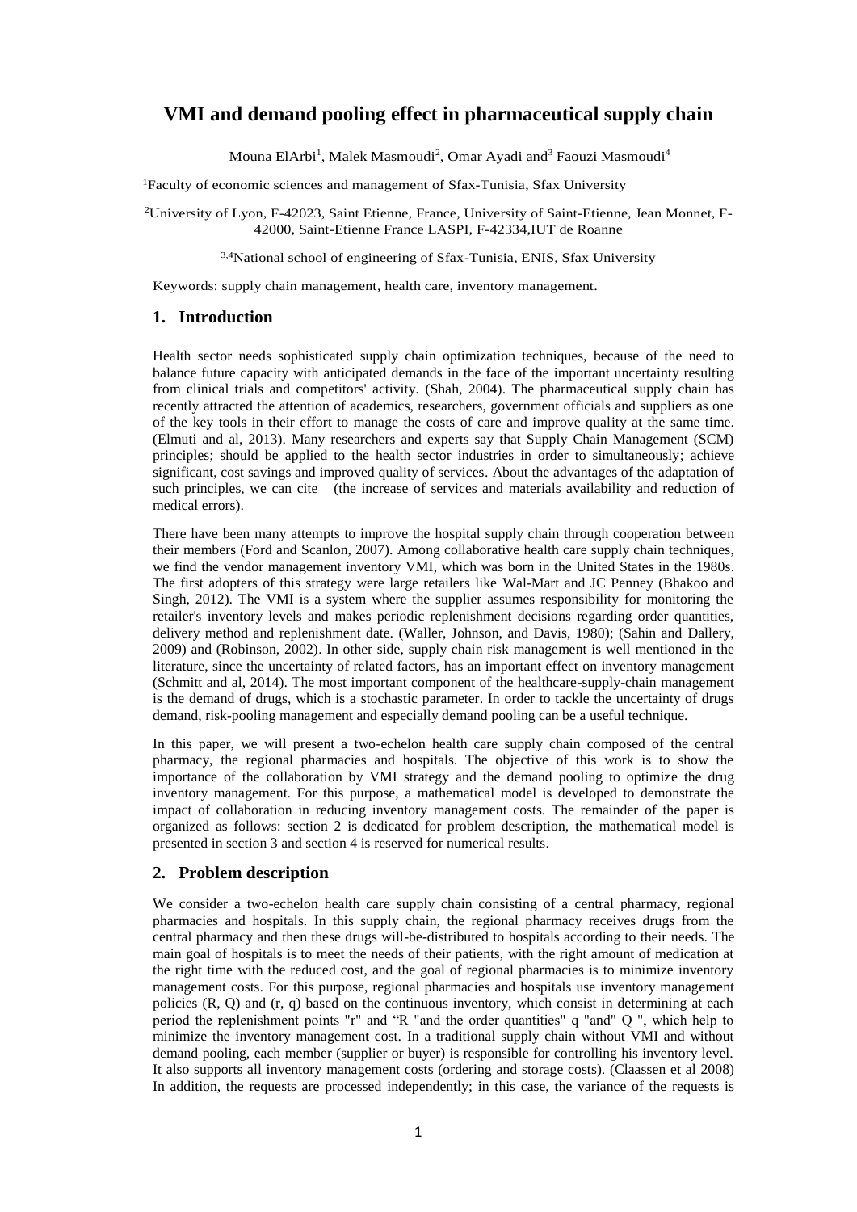# VMI and demand pooling effect in pharmaceutical supply chain

Mouna ElArbi[1], Malek Masmoudi[2], Omar Ayadi and[3] Faouzi Masmoudi[4]

[1]Faculty of economic sciences and management of Sfax-Tunisia, Sfax University

[2]University of Lyon, F-42023, Saint Etienne, France, University of Saint-Etienne, Jean Monnet, F-42000, Saint-Etienne France LASPI, F-42334,IUT de Roanne

[3,4]National school of engineering of Sfax-Tunisia, ENIS, Sfax University

Keywords: supply chain management, health care, inventory management.

## 1. Introduction

Health sector needs sophisticated supply chain optimization techniques, because of the need to balance future capacity with anticipated demands in the face of the important uncertainty resulting from clinical trials and competitors' activity. (Shah, 2004). The pharmaceutical supply chain has recently attracted the attention of academics, researchers, government officials and suppliers as one of the key tools in their effort to manage the costs of care and improve quality at the same time. (Elmuti and al, 2013). Many researchers and experts say that Supply Chain Management (SCM) principles; should be applied to the health sector industries in order to simultaneously; achieve significant, cost savings and improved quality of services. About the advantages of the adaptation of such principles, we can cite (the increase of services and materials availability and reduction of medical errors).

There have been many attempts to improve the hospital supply chain through cooperation between their members (Ford and Scanlon, 2007). Among collaborative health care supply chain techniques, we find the vendor management inventory VMI, which was born in the United States in the 1980s. The first adopters of this strategy were large retailers like Wal-Mart and JC Penney (Bhakoo and Singh, 2012). The VMI is a system where the supplier assumes responsibility for monitoring the retailer's inventory levels and makes periodic replenishment decisions regarding order quantities, delivery method and replenishment date. (Waller, Johnson, and Davis, 1980); (Sahin and Dallery, 2009) and (Robinson, 2002). In other side, supply chain risk management is well mentioned in the literature, since the uncertainty of related factors, has an important effect on inventory management (Schmitt and al, 2014). The most important component of the healthcare-supply-chain management is the demand of drugs, which is a stochastic parameter. In order to tackle the uncertainty of drugs demand, risk-pooling management and especially demand pooling can be a useful technique.

In this paper, we will present a two-echelon health care supply chain composed of the central pharmacy, the regional pharmacies and hospitals. The objective of this work is to show the importance of the collaboration by VMI strategy and the demand pooling to optimize the drug inventory management. For this purpose, a mathematical model is developed to demonstrate the impact of collaboration in reducing inventory management costs. The remainder of the paper is organized as follows: section 2 is dedicated for problem description, the mathematical model is presented in section 3 and section 4 is reserved for numerical results.

## 2. Problem description

We consider a two-echelon health care supply chain consisting of a central pharmacy, regional pharmacies and hospitals. In this supply chain, the regional pharmacy receives drugs from the central pharmacy and then these drugs will-be-distributed to hospitals according to their needs. The main goal of hospitals is to meet the needs of their patients, with the right amount of medication at the right time with the reduced cost, and the goal of regional pharmacies is to minimize inventory management costs. For this purpose, regional pharmacies and hospitals use inventory management policies (R, Q) and (r, q) based on the continuous inventory, which consist in determining at each period the replenishment points "r" and "R "and the order quantities" q "and" Q ", which help to minimize the inventory management cost. In a traditional supply chain without VMI and without demand pooling, each member (supplier or buyer) is responsible for controlling his inventory level. It also supports all inventory management costs (ordering and storage costs). (Claassen et al 2008) In addition, the requests are processed independently; in this case, the variance of the requests is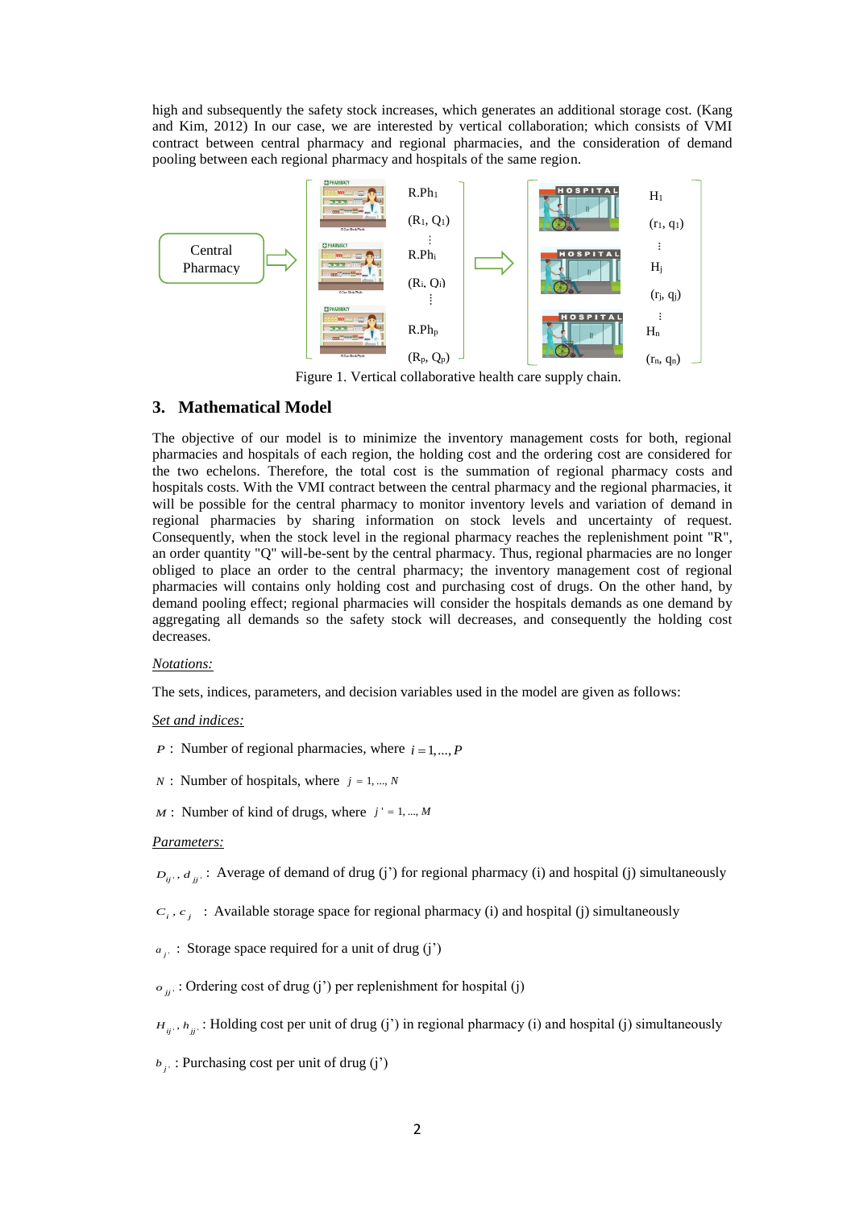high and subsequently the safety stock increases, which generates an additional storage cost. (Kang and Kim, 2012) In our case, we are interested by vertical collaboration; which consists of VMI contract between central pharmacy and regional pharmacies, and the consideration of demand pooling between each regional pharmacy and hospitals of the same region.

Figure 1. Vertical collaborative health care supply chain.

## 3. Mathematical Model

The objective of our model is to minimize the inventory management costs for both, regional pharmacies and hospitals of each region, the holding cost and the ordering cost are considered for the two echelons. Therefore, the total cost is the summation of regional pharmacy costs and hospitals costs. With the VMI contract between the central pharmacy and the regional pharmacies, it will be possible for the central pharmacy to monitor inventory levels and variation of demand in regional pharmacies by sharing information on stock levels and uncertainty of request. Consequently, when the stock level in the regional pharmacy reaches the replenishment point "R", an order quantity "Q" will-be-sent by the central pharmacy. Thus, regional pharmacies are no longer obliged to place an order to the central pharmacy; the inventory management cost of regional pharmacies will contains only holding cost and purchasing cost of drugs. On the other hand, by demand pooling effect; regional pharmacies will consider the hospitals demands as one demand by aggregating all demands so the safety stock will decreases, and consequently the holding cost decreases.

*Notations:*

The sets, indices, parameters, and decision variables used in the model are given as follows:

*Set and indices:*

$P$ : Number of regional pharmacies, where $i = 1, \ldots, P$

$N$ : Number of hospitals, where $j = 1, \ldots, N$

$M$ : Number of kind of drugs, where $j' = 1, \ldots, M$

*Parameters:*

$D_{ij'}, d_{jj'}$ : Average of demand of drug (j') for regional pharmacy (i) and hospital (j) simultaneously

$C_i, c_j$ : Available storage space for regional pharmacy (i) and hospital (j) simultaneously

$a_{j'}$ : Storage space required for a unit of drug (j')

$o_{jj'}$ : Ordering cost of drug (j') per replenishment for hospital (j)

$H_{ij'}, h_{jj'}$ : Holding cost per unit of drug (j') in regional pharmacy (i) and hospital (j) simultaneously

$b_{j'}$ : Purchasing cost per unit of drug (j')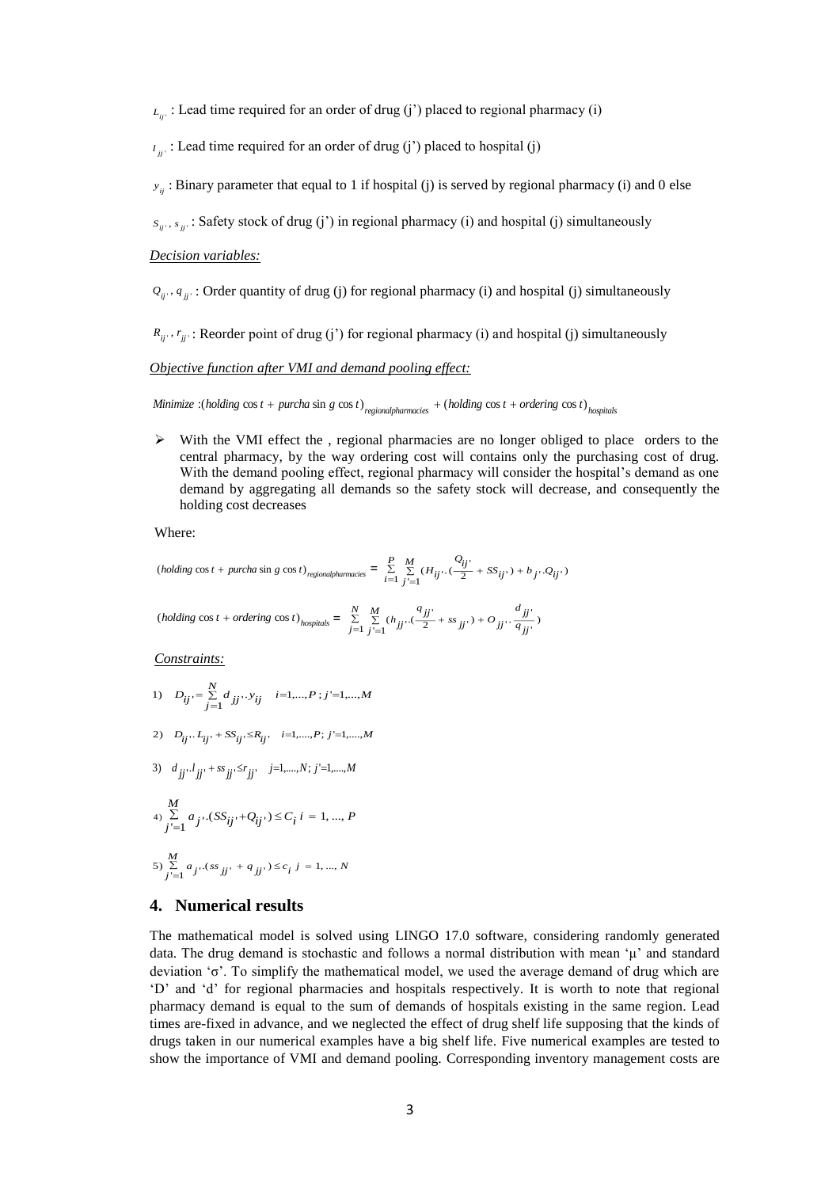$L_{ij'}$ : Lead time required for an order of drug (j') placed to regional pharmacy (i)

$l_{jj'}$ : Lead time required for an order of drug (j') placed to hospital (j)

$y_{ij}$ : Binary parameter that equal to 1 if hospital (j) is served by regional pharmacy (i) and 0 else

$S_{ij'}$, $s_{jj'}$ : Safety stock of drug (j') in regional pharmacy (i) and hospital (j) simultaneously

*Decision variables:*

$Q_{ij'}$, $q_{jj'}$ : Order quantity of drug (j) for regional pharmacy (i) and hospital (j) simultaneously

$R_{ij'}$, $r_{jj'}$ : Reorder point of drug (j') for regional pharmacy (i) and hospital (j) simultaneously

*Objective function after VMI and demand pooling effect:*

$$Minimize : (holding\ cost + purchasing\ cost)_{regional pharmacies} + (holding\ cost + ordering\ cost)_{hospitals}$$

- With the VMI effect the , regional pharmacies are no longer obliged to place orders to the central pharmacy, by the way ordering cost will contains only the purchasing cost of drug. With the demand pooling effect, regional pharmacy will consider the hospital's demand as one demand by aggregating all demands so the safety stock will decrease, and consequently the holding cost decreases

Where:

$$(holding\ cost + purchasing\ cost)_{regional pharmacies} = \sum_{i=1}^{P} \sum_{j'=1}^{M} \left( H_{ij'} \cdot \left( \frac{Q_{ij'}}{2} + SS_{ij'} \right) + b_{j'} \cdot Q_{ij'} \right)$$

$$(holding\ cost + ordering\ cost)_{hospitals} = \sum_{j=1}^{N} \sum_{j'=1}^{M} \left( h_{jj'} \cdot \left( \frac{q_{jj'}}{2} + ss_{jj'} \right) + O_{jj'} \cdot \frac{d_{jj'}}{q_{jj'}} \right)$$

*Constraints:*

1) $D_{ij'} = \sum_{j=1}^{N} d_{jj'} \cdot y_{ij} \quad i=1,\dots,P \, ; j'=1,\dots,M$

2) $D_{ij'} \cdot L_{ij'} + SS_{ij'} \le R_{ij'} \quad i=1,\dots,P; \, j'=1,\dots,M$

3) $d_{jj'} \cdot l_{jj'} + ss_{jj'} \le r_{jj'} \quad j=1,\dots,N; \, j'=1,\dots,M$

4) $\sum_{j'=1}^{M} a_{j'} \cdot (SS_{ij'} + Q_{ij'}) \le C_i \; i = 1, \dots, P$

5) $\sum_{j'=1}^{M} a_{j'} \cdot (ss_{jj'} + q_{jj'}) \le c_j \; j = 1, \dots, N$

## 4. Numerical results

The mathematical model is solved using LINGO 17.0 software, considering randomly generated data. The drug demand is stochastic and follows a normal distribution with mean 'μ' and standard deviation 'σ'. To simplify the mathematical model, we used the average demand of drug which are 'D' and 'd' for regional pharmacies and hospitals respectively. It is worth to note that regional pharmacy demand is equal to the sum of demands of hospitals existing in the same region. Lead times are-fixed in advance, and we neglected the effect of drug shelf life supposing that the kinds of drugs taken in our numerical examples have a big shelf life. Five numerical examples are tested to show the importance of VMI and demand pooling. Corresponding inventory management costs are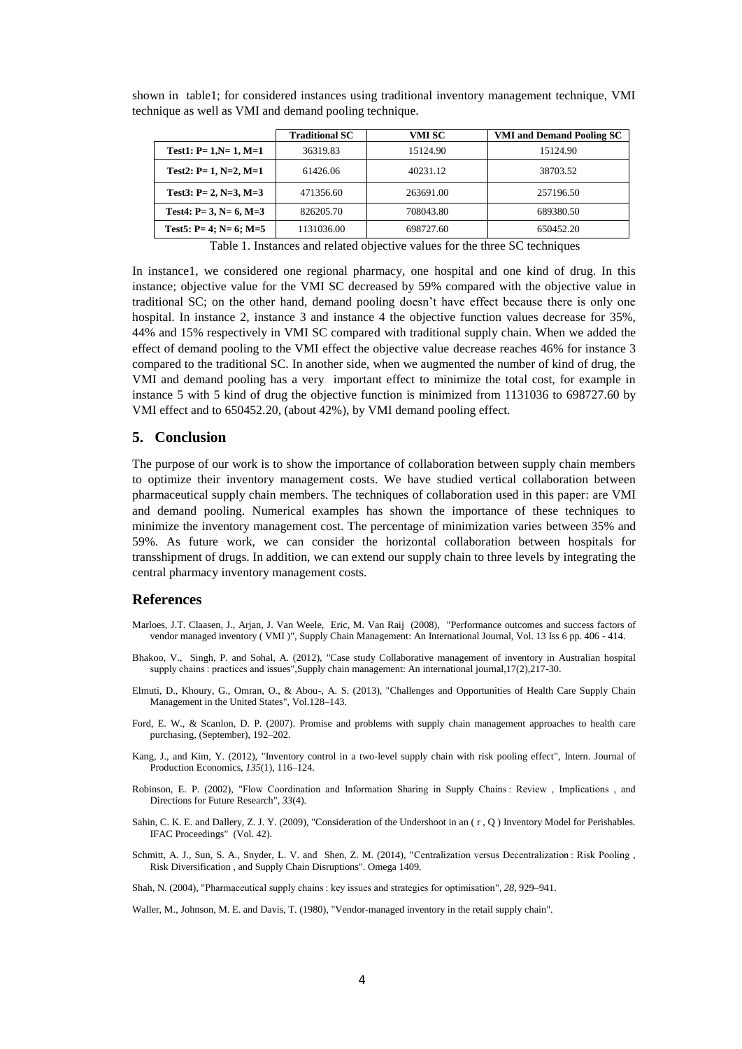shown in table1; for considered instances using traditional inventory management technique, VMI technique as well as VMI and demand pooling technique.

| | Traditional SC | VMI SC | VMI and Demand Pooling SC |
|---|---|---|---|
| **Test1: P= 1,N= 1, M=1** | 36319.83 | 15124.90 | 15124.90 |
| **Test2: P= 1, N=2, M=1** | 61426.06 | 40231.12 | 38703.52 |
| **Test3: P= 2, N=3, M=3** | 471356.60 | 263691.00 | 257196.50 |
| **Test4: P= 3, N= 6, M=3** | 826205.70 | 708043.80 | 689380.50 |
| **Test5: P= 4; N= 6; M=5** | 1131036.00 | 698727.60 | 650452.20 |

Table 1. Instances and related objective values for the three SC techniques

In instance1, we considered one regional pharmacy, one hospital and one kind of drug. In this instance; objective value for the VMI SC decreased by 59% compared with the objective value in traditional SC; on the other hand, demand pooling doesn't have effect because there is only one hospital. In instance 2, instance 3 and instance 4 the objective function values decrease for 35%, 44% and 15% respectively in VMI SC compared with traditional supply chain. When we added the effect of demand pooling to the VMI effect the objective value decrease reaches 46% for instance 3 compared to the traditional SC. In another side, when we augmented the number of kind of drug, the VMI and demand pooling has a very important effect to minimize the total cost, for example in instance 5 with 5 kind of drug the objective function is minimized from 1131036 to 698727.60 by VMI effect and to 650452.20, (about 42%), by VMI demand pooling effect.

## 5. Conclusion

The purpose of our work is to show the importance of collaboration between supply chain members to optimize their inventory management costs. We have studied vertical collaboration between pharmaceutical supply chain members. The techniques of collaboration used in this paper: are VMI and demand pooling. Numerical examples has shown the importance of these techniques to minimize the inventory management cost. The percentage of minimization varies between 35% and 59%. As future work, we can consider the horizontal collaboration between hospitals for transshipment of drugs. In addition, we can extend our supply chain to three levels by integrating the central pharmacy inventory management costs.

## References

Marloes, J.T. Claasen, J., Arjan, J. Van Weele, Eric, M. Van Raij (2008), "Performance outcomes and success factors of vendor managed inventory ( VMI )", Supply Chain Management: An International Journal, Vol. 13 Iss 6 pp. 406 - 414.

Bhakoo, V., Singh, P. and Sohal, A. (2012), "Case study Collaborative management of inventory in Australian hospital supply chains : practices and issues",Supply chain management: An international journal,17(2),217-30.

Elmuti, D., Khoury, G., Omran, O., & Abou-, A. S. (2013), "Challenges and Opportunities of Health Care Supply Chain Management in the United States", Vol.128–143.

Ford, E. W., & Scanlon, D. P. (2007). Promise and problems with supply chain management approaches to health care purchasing, (September), 192–202.

Kang, J., and Kim, Y. (2012), "Inventory control in a two-level supply chain with risk pooling effect", Intern. Journal of Production Economics, *135*(1), 116–124.

Robinson, E. P. (2002), "Flow Coordination and Information Sharing in Supply Chains : Review , Implications , and Directions for Future Research", *33*(4).

Sahin, C. K. E. and Dallery, Z. J. Y. (2009), "Consideration of the Undershoot in an ( r , Q ) Inventory Model for Perishables. IFAC Proceedings" (Vol. 42).

Schmitt, A. J., Sun, S. A., Snyder, L. V. and Shen, Z. M. (2014), "Centralization versus Decentralization : Risk Pooling , Risk Diversification , and Supply Chain Disruptions". Omega 1409.

Shah, N. (2004), "Pharmaceutical supply chains : key issues and strategies for optimisation", *28*, 929–941.

Waller, M., Johnson, M. E. and Davis, T. (1980), "Vendor-managed inventory in the retail supply chain".